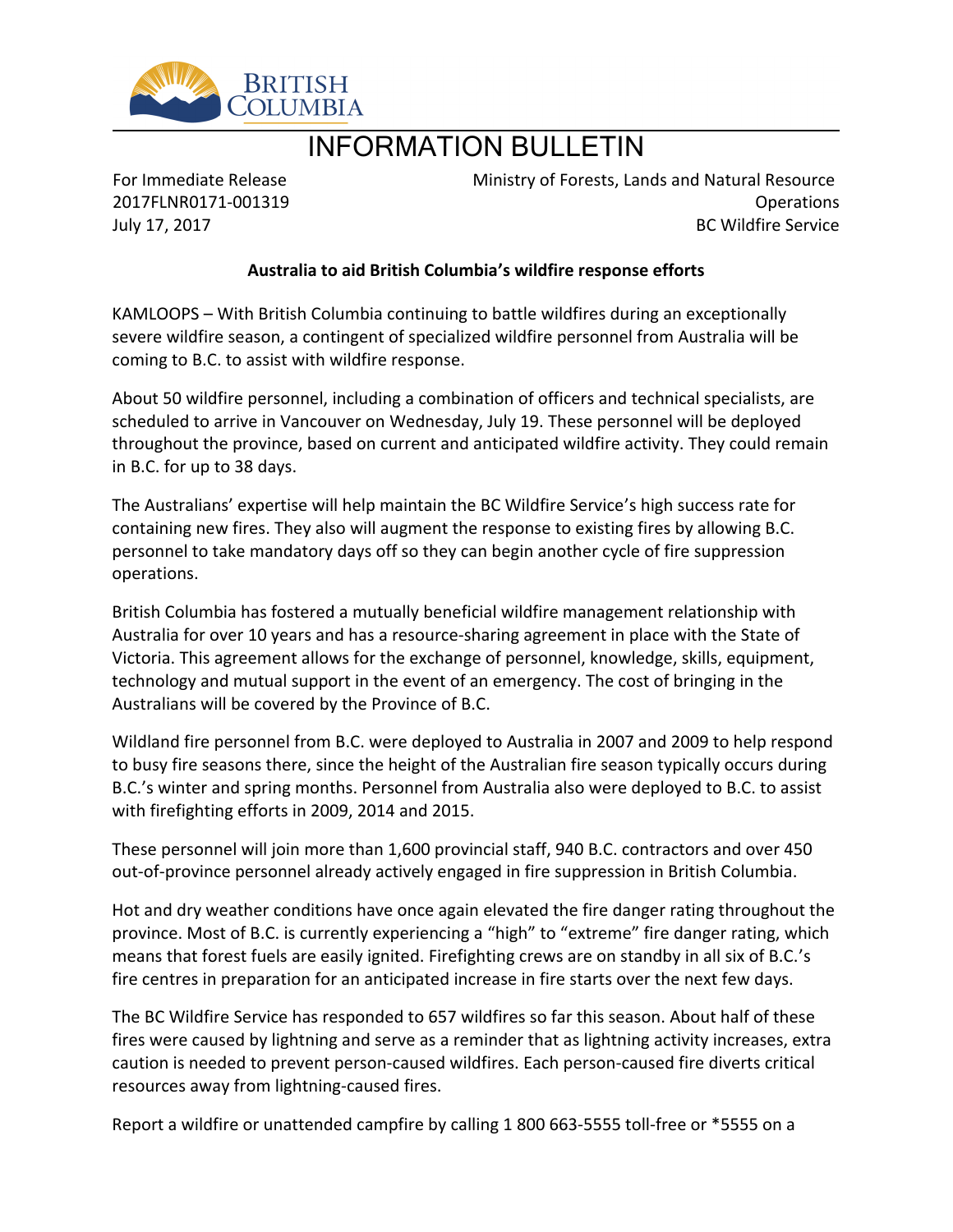BRITISH COLUMBIA

# INFORMATION BULLETIN

For Immediate Release
2017FLNR0171-001319
July 17, 2017

Ministry of Forests, Lands and Natural Resource Operations
BC Wildfire Service

**Australia to aid British Columbia's wildfire response efforts**

KAMLOOPS – With British Columbia continuing to battle wildfires during an exceptionally severe wildfire season, a contingent of specialized wildfire personnel from Australia will be coming to B.C. to assist with wildfire response.

About 50 wildfire personnel, including a combination of officers and technical specialists, are scheduled to arrive in Vancouver on Wednesday, July 19. These personnel will be deployed throughout the province, based on current and anticipated wildfire activity. They could remain in B.C. for up to 38 days.

The Australians' expertise will help maintain the BC Wildfire Service's high success rate for containing new fires. They also will augment the response to existing fires by allowing B.C. personnel to take mandatory days off so they can begin another cycle of fire suppression operations.

British Columbia has fostered a mutually beneficial wildfire management relationship with Australia for over 10 years and has a resource-sharing agreement in place with the State of Victoria. This agreement allows for the exchange of personnel, knowledge, skills, equipment, technology and mutual support in the event of an emergency. The cost of bringing in the Australians will be covered by the Province of B.C.

Wildland fire personnel from B.C. were deployed to Australia in 2007 and 2009 to help respond to busy fire seasons there, since the height of the Australian fire season typically occurs during B.C.'s winter and spring months. Personnel from Australia also were deployed to B.C. to assist with firefighting efforts in 2009, 2014 and 2015.

These personnel will join more than 1,600 provincial staff, 940 B.C. contractors and over 450 out-of-province personnel already actively engaged in fire suppression in British Columbia.

Hot and dry weather conditions have once again elevated the fire danger rating throughout the province. Most of B.C. is currently experiencing a "high" to "extreme" fire danger rating, which means that forest fuels are easily ignited. Firefighting crews are on standby in all six of B.C.'s fire centres in preparation for an anticipated increase in fire starts over the next few days.

The BC Wildfire Service has responded to 657 wildfires so far this season. About half of these fires were caused by lightning and serve as a reminder that as lightning activity increases, extra caution is needed to prevent person-caused wildfires. Each person-caused fire diverts critical resources away from lightning-caused fires.

Report a wildfire or unattended campfire by calling 1 800 663-5555 toll-free or *5555 on a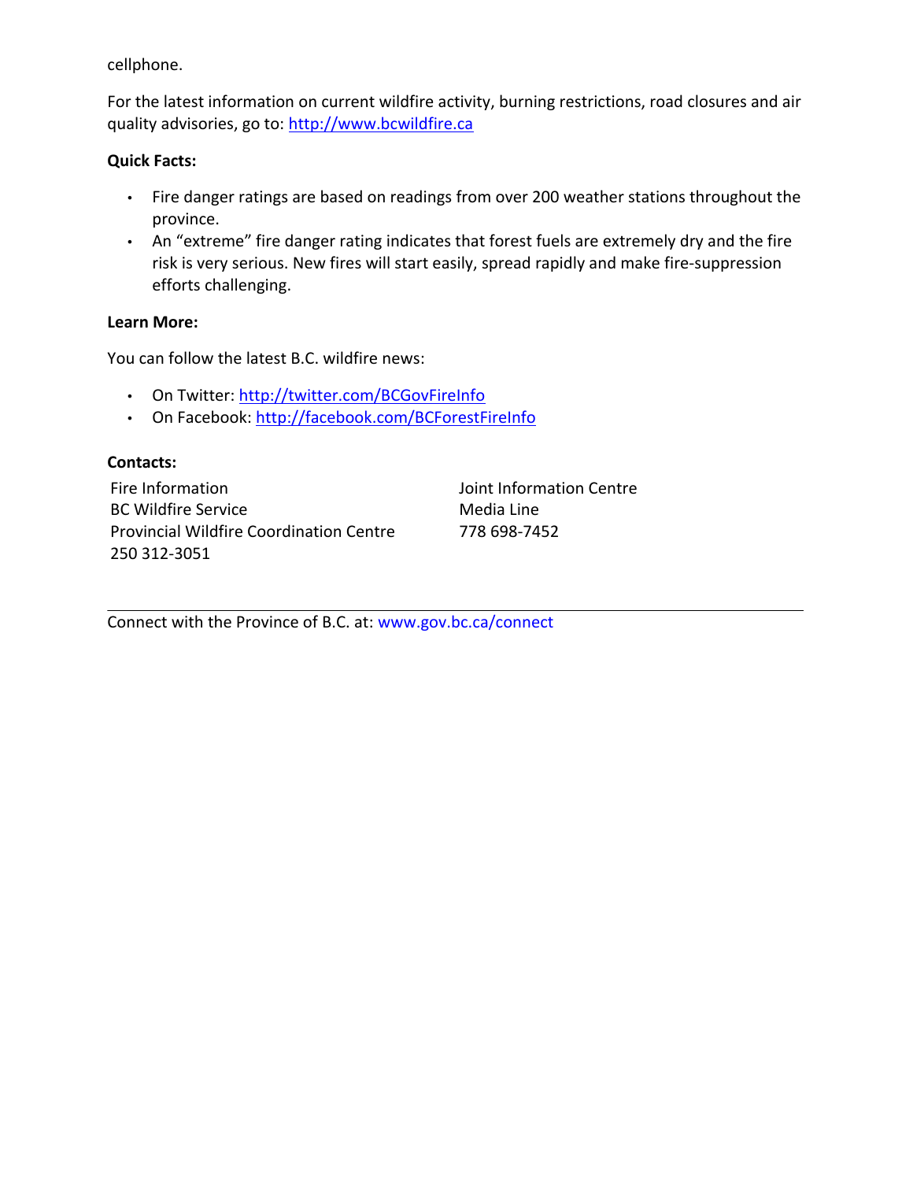cellphone.

For the latest information on current wildfire activity, burning restrictions, road closures and air quality advisories, go to: http://www.bcwildfire.ca

**Quick Facts:**

- Fire danger ratings are based on readings from over 200 weather stations throughout the province.
- An "extreme" fire danger rating indicates that forest fuels are extremely dry and the fire risk is very serious. New fires will start easily, spread rapidly and make fire-suppression efforts challenging.

**Learn More:**

You can follow the latest B.C. wildfire news:

- On Twitter: http://twitter.com/BCGovFireInfo
- On Facebook: http://facebook.com/BCForestFireInfo

**Contacts:**

Fire Information
BC Wildfire Service
Provincial Wildfire Coordination Centre
250 312-3051

Joint Information Centre
Media Line
778 698-7452

---

Connect with the Province of B.C. at: www.gov.bc.ca/connect